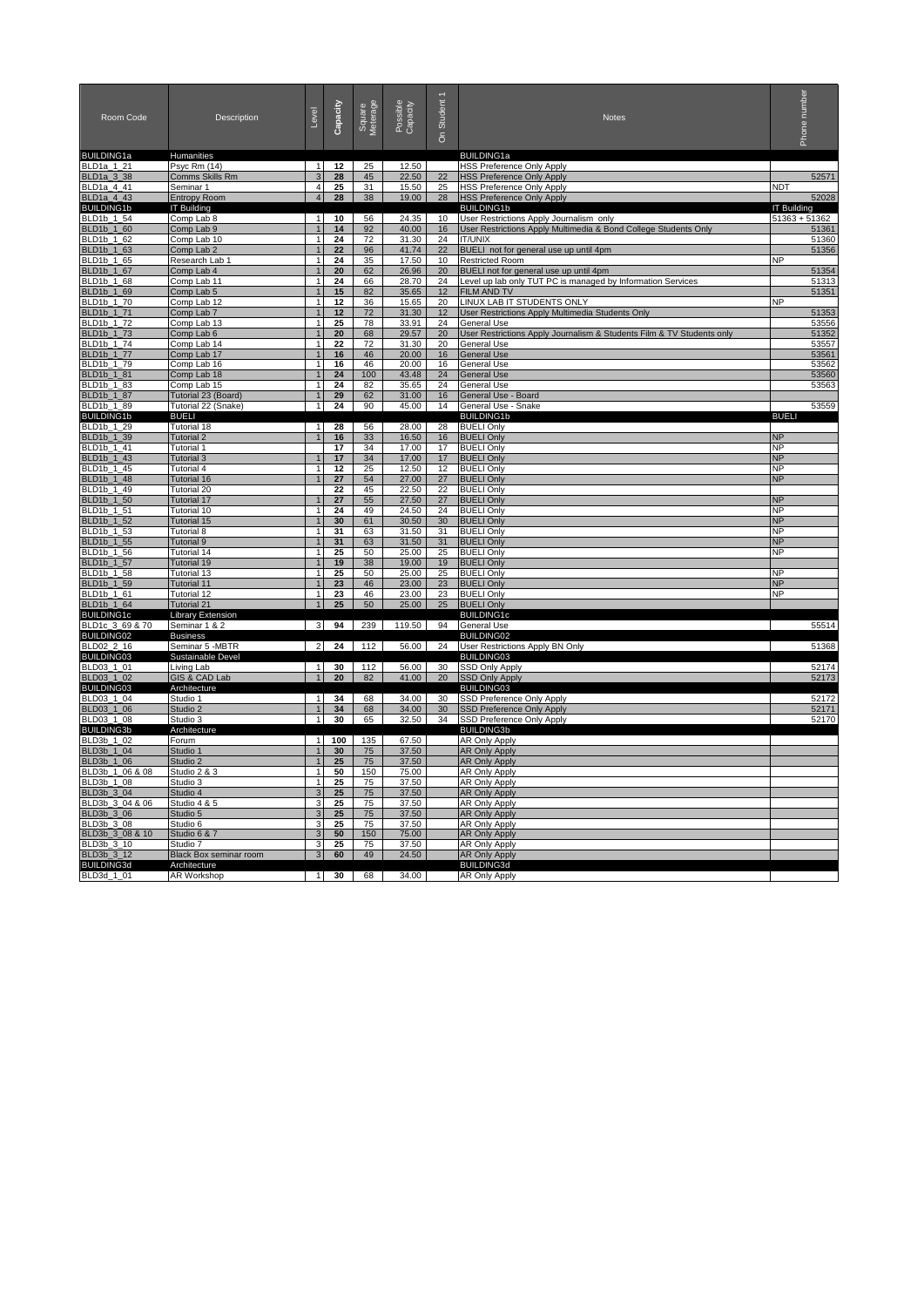| Room Code | Description | Level | Capacity | Square Meterage | Possible Capacity | On Student 1 | Notes | Phone number |
|---|---|---|---|---|---|---|---|---|
| BUILDING1a | Humanities | | | | | | BUILDING1a | |
| BLD1a_1_21 | Psyc Rm (14) | 1 | 12 | 25 | 12.50 | | HSS Preference Only Apply | |
| BLD1a_3_38 | Comms Skills Rm | 3 | 28 | 45 | 22.50 | 22 | HSS Preference Only Apply | 52571 |
| BLD1a_4_41 | Seminar 1 | 4 | 25 | 31 | 15.50 | 25 | HSS Preference Only Apply | NDT |
| BLD1a_4_43 | Entropy Room | 4 | 28 | 38 | 19.00 | 28 | HSS Preference Only Apply | 52028 |
| BUILDING1b | IT Building | | | | | | BUILDING1b | IT Building |
| BLD1b_1_54 | Comp Lab 8 | 1 | 10 | 56 | 24.35 | 10 | User Restrictions Apply Journalism only | 51363 + 51362 |
| BLD1b_1_60 | Comp Lab 9 | 1 | 14 | 92 | 40.00 | 16 | User Restrictions Apply Multimedia & Bond College Students Only | 51361 |
| BLD1b_1_62 | Comp Lab 10 | 1 | 24 | 72 | 31.30 | 24 | IT/UNIX | 51360 |
| BLD1b_1_63 | Comp Lab 2 | 1 | 22 | 96 | 41.74 | 22 | BUELI not for general use up until 4pm | 51356 |
| BLD1b_1_65 | Research Lab 1 | 1 | 24 | 35 | 17.50 | 10 | Restricted Room | NP |
| BLD1b_1_67 | Comp Lab 4 | 1 | 20 | 62 | 26.96 | 20 | BUELI not for general use up until 4pm | 51354 |
| BLD1b_1_68 | Comp Lab 11 | 1 | 24 | 66 | 28.70 | 24 | Level up lab only TUT PC is managed by Information Services | 51313 |
| BLD1b_1_69 | Comp Lab 5 | 1 | 15 | 82 | 35.65 | 12 | FILM AND TV | 51351 |
| BLD1b_1_70 | Comp Lab 12 | 1 | 12 | 36 | 15.65 | 20 | LINUX LAB IT STUDENTS ONLY | NP |
| BLD1b_1_71 | Comp Lab 7 | 1 | 12 | 72 | 31.30 | 12 | User Restrictions Apply Multimedia Students Only | 51353 |
| BLD1b_1_72 | Comp Lab 13 | 1 | 25 | 78 | 33.91 | 24 | General Use | 53556 |
| BLD1b_1_73 | Comp Lab 6 | 1 | 20 | 68 | 29.57 | 20 | User Restrictions Apply Journalism & Students Film & TV Students only | 51352 |
| BLD1b_1_74 | Comp Lab 14 | 1 | 22 | 72 | 31.30 | 20 | General Use | 53557 |
| BLD1b_1_77 | Comp Lab 17 | 1 | 16 | 46 | 20.00 | 16 | General Use | 53561 |
| BLD1b_1_79 | Comp Lab 16 | 1 | 16 | 46 | 20.00 | 16 | General Use | 53562 |
| BLD1b_1_81 | Comp Lab 18 | 1 | 24 | 100 | 43.48 | 24 | General Use | 53560 |
| BLD1b_1_83 | Comp Lab 15 | 1 | 24 | 82 | 35.65 | 24 | General Use | 53563 |
| BLD1b_1_87 | Tutorial 23 (Board) | 1 | 29 | 62 | 31.00 | 16 | General Use - Board | |
| BLD1b_1_89 | Tutorial 22 (Snake) | 1 | 24 | 90 | 45.00 | 14 | General Use - Snake | 53559 |
| BUILDING1b | BUELI | | | | | | BUILDING1b | BUELI |
| BLD1b_1_29 | Tutorial 18 | 1 | 28 | 56 | 28.00 | 28 | BUELI Only | |
| BLD1b_1_39 | Tutorial 2 | 1 | 16 | 33 | 16.50 | 16 | BUELI Only | NP |
| BLD1b_1_41 | Tutorial 1 | | 17 | 34 | 17.00 | 17 | BUELI Only | NP |
| BLD1b_1_43 | Tutorial 3 | 1 | 17 | 34 | 17.00 | 17 | BUELI Only | NP |
| BLD1b_1_45 | Tutorial 4 | 1 | 12 | 25 | 12.50 | 12 | BUELI Only | NP |
| BLD1b_1_48 | Tutorial 16 | 1 | 27 | 54 | 27.00 | 27 | BUELI Only | NP |
| BLD1b_1_49 | Tutorial 20 | | 22 | 45 | 22.50 | 22 | BUELI Only | |
| BLD1b_1_50 | Tutorial 17 | 1 | 27 | 55 | 27.50 | 27 | BUELI Only | NP |
| BLD1b_1_51 | Tutorial 10 | 1 | 24 | 49 | 24.50 | 24 | BUELI Only | NP |
| BLD1b_1_52 | Tutorial 15 | 1 | 30 | 61 | 30.50 | 30 | BUELI Only | NP |
| BLD1b_1_53 | Tutorial 8 | 1 | 31 | 63 | 31.50 | 31 | BUELI Only | NP |
| BLD1b_1_55 | Tutorial 9 | 1 | 31 | 63 | 31.50 | 31 | BUELI Only | NP |
| BLD1b_1_56 | Tutorial 14 | 1 | 25 | 50 | 25.00 | 25 | BUELI Only | NP |
| BLD1b_1_57 | Tutorial 19 | 1 | 19 | 38 | 19.00 | 19 | BUELI Only | |
| BLD1b_1_58 | Tutorial 13 | 1 | 25 | 50 | 25.00 | 25 | BUELI Only | NP |
| BLD1b_1_59 | Tutorial 11 | 1 | 23 | 46 | 23.00 | 23 | BUELI Only | NP |
| BLD1b_1_61 | Tutorial 12 | 1 | 23 | 46 | 23.00 | 23 | BUELI Only | NP |
| BLD1b_1_64 | Tutorial 21 | 1 | 25 | 50 | 25.00 | 25 | BUELI Only | |
| BUILDING1c | Library Extension | | | | | | BUILDING1c | |
| BLD1c_3_69 & 70 | Seminar 1 & 2 | 3 | 94 | 239 | 119.50 | 94 | General Use | 55514 |
| BUILDING02 | Business | | | | | | BUILDING02 | |
| BLD02_2_16 | Seminar 5 -MBTR | 2 | 24 | 112 | 56.00 | 24 | User Restrictions Apply BN Only | 51368 |
| BUILDING03 | Sustainable Devel | | | | | | BUILDING03 | |
| BLD03_1_01 | Living Lab | 1 | 30 | 112 | 56.00 | 30 | SSD Only Apply | 52174 |
| BLD03_1_02 | GIS & CAD Lab | 1 | 20 | 82 | 41.00 | 20 | SSD Only Apply | 52173 |
| BUILDING03 | Architecture | | | | | | BUILDING03 | |
| BLD03_1_04 | Studio 1 | 1 | 34 | 68 | 34.00 | 30 | SSD Preference Only Apply | 52172 |
| BLD03_1_06 | Studio 2 | 1 | 34 | 68 | 34.00 | 30 | SSD Preference Only Apply | 52171 |
| BLD03_1_08 | Studio 3 | 1 | 30 | 65 | 32.50 | 34 | SSD Preference Only Apply | 52170 |
| BUILDING3b | Architecture | | | | | | BUILDING3b | |
| BLD3b_1_02 | Forum | 1 | 100 | 135 | 67.50 | | AR Only Apply | |
| BLD3b_1_04 | Studio 1 | 1 | 30 | 75 | 37.50 | | AR Only Apply | |
| BLD3b_1_06 | Studio 2 | 1 | 25 | 75 | 37.50 | | AR Only Apply | |
| BLD3b_1_06 & 08 | Studio 2 & 3 | 1 | 50 | 150 | 75.00 | | AR Only Apply | |
| BLD3b_1_08 | Studio 3 | 1 | 25 | 75 | 37.50 | | AR Only Apply | |
| BLD3b_3_04 | Studio 4 | 3 | 25 | 75 | 37.50 | | AR Only Apply | |
| BLD3b_3_04 & 06 | Studio 4 & 5 | 3 | 25 | 75 | 37.50 | | AR Only Apply | |
| BLD3b_3_06 | Studio 5 | 3 | 25 | 75 | 37.50 | | AR Only Apply | |
| BLD3b_3_08 | Studio 6 | 3 | 25 | 75 | 37.50 | | AR Only Apply | |
| BLD3b_3_08 & 10 | Studio 6 & 7 | 3 | 50 | 150 | 75.00 | | AR Only Apply | |
| BLD3b_3_10 | Studio 7 | 3 | 25 | 75 | 37.50 | | AR Only Apply | |
| BLD3b_3_12 | Black Box seminar room | 3 | 60 | 49 | 24.50 | | AR Only Apply | |
| BUILDING3d | Architecture | | | | | | BUILDING3d | |
| BLD3d_1_01 | AR Workshop | 1 | 30 | 68 | 34.00 | | AR Only Apply | |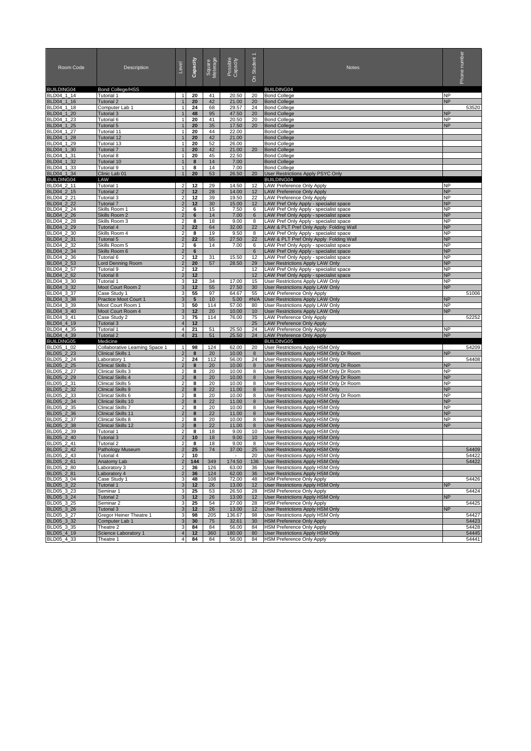| Room Code | Description | Level | Capacity | Square Meterage | Possible Capacity | On Student 1 | Notes | Phone number |
|---|---|---|---|---|---|---|---|---|
| BUILDING04 | Bond College/HSS | | | | | | BUILDING04 | |
| BLD04_1_14 | Tutorial 1 | 1 | 20 | 41 | 20.50 | 20 | Bond College | NP |
| BLD04_1_16 | Tutorial 2 | 1 | 20 | 42 | 21.00 | 20 | Bond College | NP |
| BLD04_1_18 | Computer Lab 1 | 1 | 24 | 68 | 29.57 | 24 | Bond College | 53520 |
| BLD04_1_20 | Tutorial 3 | 1 | 48 | 95 | 47.50 | 20 | Bond College | NP |
| BLD04_1_23 | Tutorial 6 | 1 | 20 | 41 | 20.50 | 20 | Bond College | NP |
| BLD04_1_25 | Tutorial 5 | 1 | 20 | 35 | 17.50 | 20 | Bond College | NP |
| BLD04_1_27 | Tutorial 11 | 1 | 20 | 44 | 22.00 | | Bond College | |
| BLD04_1_28 | Tutorial 12 | 1 | 20 | 42 | 21.00 | | Bond College | |
| BLD04_1_29 | Tutorial 13 | 1 | 20 | 52 | 26.00 | | Bond College | |
| BLD04_1_30 | Tutorial 7 | 1 | 20 | 42 | 21.00 | 20 | Bond College | |
| BLD04_1_31 | Tutorial 8 | 1 | 20 | 45 | 22.50 | | Bond College | |
| BLD04_1_32 | Tutorial 10 | 1 | 8 | 14 | 7.00 | | Bond College | |
| BLD04_1_33 | Tutorial 9 | 1 | 8 | 14 | 7.00 | | Bond College | |
| BLD04_1_34 | Clinic Lab 01 | 1 | 20 | 53 | 26.50 | 20 | User Restrictions Apply PSYC Only | |
| BUILDING04 | LAW | | | | | | BUILDING04 | |
| BLD04_2_11 | Tutorial 1 | 2 | 12 | 29 | 14.50 | 12 | LAW Preference Only Apply | NP |
| BLD04_2_15 | Tutorial 2 | 2 | 12 | 28 | 14.00 | 12 | LAW Preference Only Apply | NP |
| BLD04_2_21 | Tutorial 3 | 2 | 12 | 39 | 19.50 | 22 | LAW Preference Only Apply | NP |
| BLD04_2_22 | Tutorial 7 | 2 | 12 | 30 | 15.00 | 12 | LAW Pref Only Apply - specialist space | NP |
| BLD04_2_24 | Skills Room 1 | 2 | 6 | 15 | 7.50 | 6 | LAW Pref Only Apply - specialist space | NP |
| BLD04_2_26 | Skills Room 2 | 2 | 6 | 14 | 7.00 | 6 | LAW Pref Only Apply - specialist space | NP |
| BLD04_2_28 | Skills Room 3 | 2 | 8 | 18 | 9.00 | 8 | LAW Pref Only Apply - specialist space | NP |
| BLD04_2_29 | Tutorial 4 | 2 | 22 | 64 | 32.00 | 22 | LAW & PLT Pref Only Apply Folding Wall | NP |
| BLD04_2_30 | Skills Room 4 | 2 | 8 | 19 | 9.50 | 8 | LAW Pref Only Apply - specialist space | NP |
| BLD04_2_31 | Tutorial 5 | 2 | 22 | 55 | 27.50 | 22 | LAW & PLT Pref Only Apply Folding Wall | NP |
| BLD04_2_32 | Skills Room 5 | 2 | 6 | 14 | 7.00 | 6 | LAW Pref Only Apply - specialist space | NP |
| BLD04_2_34 | Skills Room 6 | 2 | 6 | | | 6 | LAW Pref Only Apply - specialist space | NP |
| BLD04_2_36 | Tutorial 6 | 2 | 12 | 31 | 15.50 | 12 | LAW Pref Only Apply - specialist space | NP |
| BLD04_2_53 | Lord Denning Room | 2 | 20 | 57 | 28.50 | 29 | User Restrictions Apply LAW Only | NP |
| BLD04_2_57 | Tutorial 9 | 2 | 12 | | | 12 | LAW Pref Only Apply - specialist space | NP |
| BLD04_2_62 | Tutorial 8 | 2 | 12 | | | 12 | LAW Pref Only Apply - specialist space | NP |
| BLD04_3_30 | Tutorial 1 | 3 | 12 | 34 | 17.00 | 15 | User Restrictions Apply LAW Only | NP |
| BLD04_3_32 | Moot Court Room 2 | 3 | 12 | 55 | 27.50 | 30 | User Restrictions Apply LAW Only | NP |
| BLD04_3_37 | Case Study 1 | 3 | 55 | 97 | 64.67 | 55 | LAW Preference Only Apply | 51006 |
| BLD04_3_38 | Practice Moot Court 1 | 3 | 5 | 10 | 5.00 | #N/A | User Restrictions Apply LAW Only | NP |
| BLD04_3_39 | Moot Court Room 1 | 3 | 50 | 114 | 57.00 | 80 | User Restrictions Apply LAW Only | NP |
| BLD04_3_40 | Moot Court Room 4 | 3 | 12 | 20 | 10.00 | 10 | User Restrictions Apply LAW Only | NP |
| BLD04_3_41 | Case Study 2 | 3 | 75 | 114 | 76.00 | 75 | LAW Preference Only Apply | 52252 |
| BLD04_4_19 | Tutorial 3 | 4 | 12 | | | 25 | LAW Preference Only Apply | |
| BLD04_4_35 | Tutorial 1 | 4 | 21 | 51 | 25.50 | 24 | LAW Preference Only Apply | NP |
| BLD04_4_39 | Tutorial 2 | 4 | 21 | 51 | 25.50 | 24 | LAW Preference Only Apply | NP |
| BUILDING05 | Medicine | | | | | | BUILDING05 | |
| BLD05_1_02 | Collaborative Learning Space 1 | 1 | 98 | 124 | 62.00 | 20 | User Restrictions Apply HSM Only | 54209 |
| BLD05_2_23 | Clinical Skills 1 | 2 | 8 | 20 | 10.00 | 8 | User Restrictions Apply HSM Only Dr Room | NP |
| BLD05_2_24 | Laboratory 1 | 2 | 24 | 112 | 56.00 | 24 | User Restrictions Apply HSM Only | 54408 |
| BLD05_2_25 | Clinical Skills 2 | 2 | 8 | 20 | 10.00 | 8 | User Restrictions Apply HSM Only Dr Room | NP |
| BLD05_2_27 | Clinical Skills 3 | 2 | 8 | 20 | 10.00 | 8 | User Restrictions Apply HSM Only Dr Room | NP |
| BLD05_2_29 | Clinical Skills 4 | 2 | 8 | 20 | 10.00 | 8 | User Restrictions Apply HSM Only Dr Room | NP |
| BLD05_2_31 | Clinical Skills 5 | 2 | 8 | 20 | 10.00 | 8 | User Restrictions Apply HSM Only Dr Room | NP |
| BLD05_2_32 | Clinical Skills 9 | 2 | 8 | 22 | 11.00 | 8 | User Restrictions Apply HSM Only | NP |
| BLD05_2_33 | Clinical Skills 6 | 2 | 8 | 20 | 10.00 | 8 | User Restrictions Apply HSM Only Dr Room | NP |
| BLD05_2_34 | Clinical Skills 10 | 2 | 8 | 22 | 11.00 | 8 | User Restrictions Apply HSM Only | NP |
| BLD05_2_35 | Clinical Skills 7 | 2 | 8 | 20 | 10.00 | 8 | User Restrictions Apply HSM Only | NP |
| BLD05_2_36 | Clinical Skills 11 | 2 | 8 | 22 | 11.00 | 8 | User Restrictions Apply HSM Only | NP |
| BLD05_2_37 | Clinical Skills 8 | 2 | 8 | 20 | 10.00 | 8 | User Restrictions Apply HSM Only | NP |
| BLD05_2_38 | Clinical Skills 12 | 2 | 8 | 22 | 11.00 | 8 | User Restrictions Apply HSM Only | NP |
| BLD05_2_39 | Tutorial 1 | 2 | 8 | 18 | 9.00 | 10 | User Restrictions Apply HSM Only | |
| BLD05_2_40 | Tutorial 3 | 2 | 10 | 18 | 9.00 | 10 | User Restrictions Apply HSM Only | |
| BLD05_2_41 | Tutorial 2 | 2 | 8 | 18 | 9.00 | 8 | User Restrictions Apply HSM Only | |
| BLD05_2_42 | Pathology Museum | 2 | 25 | 74 | 37.00 | 25 | User Restrictions Apply HSM Only | 54409 |
| BLD05_2_43 | Tutorial 4 | 2 | 10 | | - | 20 | User Restrictions Apply HSM Only | 54422 |
| BLD05_2_61 | Anatomy Lab | 2 | 144 | 349 | 174.50 | 136 | User Restrictions Apply HSM Only | 54422 |
| BLD05_2_80 | Laboratory 3 | 2 | 36 | 126 | 63.00 | 36 | User Restrictions Apply HSM Only | |
| BLD05_2_81 | Laboratory 4 | 2 | 36 | 124 | 62.00 | 36 | User Restrictions Apply HSM Only | |
| BLD05_3_04 | Case Study 1 | 3 | 48 | 108 | 72.00 | 48 | HSM Preference Only Apply | 54426 |
| BLD05_3_22 | Tutorial 1 | 3 | 12 | 26 | 13.00 | 12 | User Restrictions Apply HSM Only | NP |
| BLD05_3_23 | Seminar 1 | 3 | 25 | 53 | 26.50 | 28 | HSM Preference Only Apply | 54424 |
| BLD05_3_24 | Tutorial 2 | 3 | 12 | 26 | 13.00 | 12 | User Restrictions Apply HSM Only | NP |
| BLD05_3_25 | Seminar 2 | 3 | 25 | 54 | 27.00 | 28 | HSM Preference Only Apply | 54425 |
| BLD05_3_26 | Tutorial 3 | 3 | 12 | 26 | 13.00 | 12 | User Restrictions Apply HSM Only | NP |
| BLD05_3_27 | Gregor Heiner Theatre 1 | 3 | 98 | 205 | 136.67 | 98 | User Restrictions Apply HSM Only | 54427 |
| BLD05_3_32 | Computer Lab 1 | 3 | 30 | 75 | 32.61 | 30 | HSM Preference Only Apply | 54423 |
| BLD05_3_35 | Theatre 2 | 3 | 84 | 84 | 56.00 | 84 | HSM Preference Only Apply | 54428 |
| BLD05_4_19 | Science Laboratory 1 | 4 | 12 | 360 | 180.00 | 80 | User Restrictions Apply HSM Only | 54445 |
| BLD05_4_33 | Theatre 1 | 4 | 84 | 84 | 56.00 | 84 | HSM Preference Only Apply | 54441 |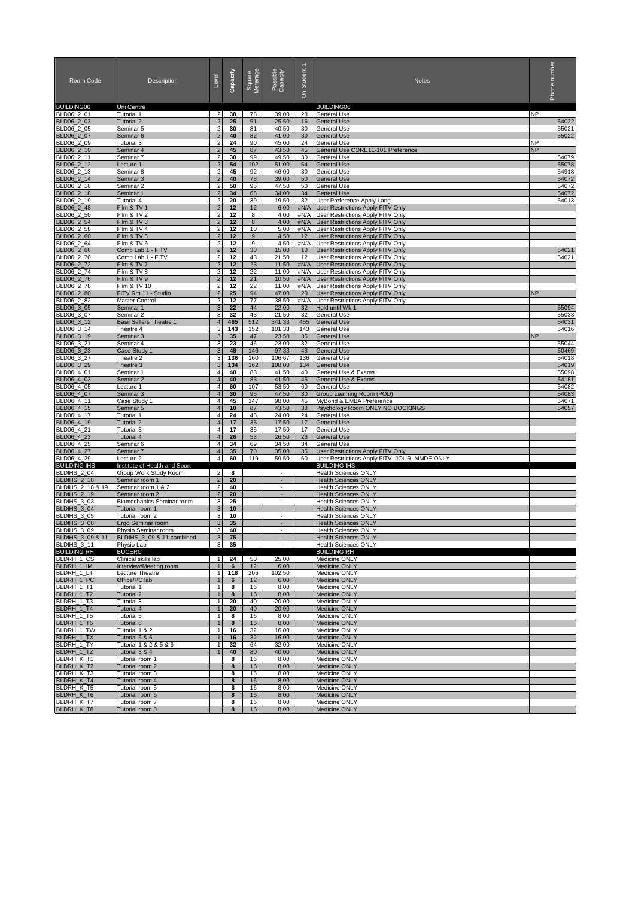| Room Code | Description | Level | Capacity | Square Meterage | Possible Capacity | On Student 1 | Notes | Phone number |
|---|---|---|---|---|---|---|---|---|
| BUILDING06 | Uni Centre | | | | | | BUILDING06 | |
| BLD06_2_01 | Tutorial 1 | 2 | 38 | 78 | 39.00 | 28 | General Use | NP |
| BLD06_2_03 | Tutorial 2 | 2 | 25 | 51 | 25.50 | 16 | General Use | 54022 |
| BLD06_2_05 | Seminar 5 | 2 | 30 | 81 | 40.50 | 30 | General Use | 55021 |
| BLD06_2_07 | Seminar 6 | 2 | 40 | 82 | 41.00 | 30 | General Use | 55022 |
| BLD06_2_09 | Tutorial 3 | 2 | 24 | 90 | 45.00 | 24 | General Use | NP |
| BLD06_2_10 | Seminar 4 | 2 | 45 | 87 | 43.50 | 45 | General Use CORE11-101 Preference | NP |
| BLD06_2_11 | Seminar 7 | 2 | 30 | 99 | 49.50 | 30 | General Use | 54079 |
| BLD06_2_12 | Lecture 1 | 2 | 54 | 102 | 51.00 | 54 | General Use | 55078 |
| BLD06_2_13 | Seminar 8 | 2 | 45 | 92 | 46.00 | 30 | General Use | 54918 |
| BLD06_2_14 | Seminar 3 | 2 | 40 | 78 | 39.00 | 50 | General Use | 54072 |
| BLD06_2_16 | Seminar 2 | 2 | 50 | 95 | 47.50 | 50 | General Use | 54072 |
| BLD06_2_18 | Seminar 1 | 2 | 34 | 68 | 34.00 | 34 | General Use | 54072 |
| BLD06_2_19 | Tutorial 4 | 2 | 20 | 39 | 19.50 | 32 | User Preference Apply Lang | 54013 |
| BLD06_2_48 | Film & TV 1 | 2 | 12 | 12 | 6.00 | #N/A | User Restrictions Apply FITV Only | |
| BLD06_2_50 | Film & TV 2 | 2 | 12 | 8 | 4.00 | #N/A | User Restrictions Apply FITV Only | |
| BLD06_2_54 | Film & TV 3 | 2 | 12 | 8 | 4.00 | #N/A | User Restrictions Apply FITV Only | |
| BLD06_2_58 | Film & TV 4 | 2 | 12 | 10 | 5.00 | #N/A | User Restrictions Apply FITV Only | |
| BLD06_2_60 | Film & TV 5 | 2 | 12 | 9 | 4.50 | 12 | User Restrictions Apply FITV Only | |
| BLD06_2_64 | Film & TV 6 | 2 | 12 | 9 | 4.50 | #N/A | User Restrictions Apply FITV Only | |
| BLD06_2_66 | Comp Lab 1 - FITV | 2 | 12 | 30 | 15.00 | 10 | User Restrictions Apply FITV Only | 54021 |
| BLD06_2_70 | Comp Lab 1 - FITV | 2 | 12 | 43 | 21.50 | 12 | User Restrictions Apply FITV Only | 54021 |
| BLD06_2_72 | Film & TV 7 | 2 | 12 | 23 | 11.50 | #N/A | User Restrictions Apply FITV Only | |
| BLD06_2_74 | Film & TV 8 | 2 | 12 | 22 | 11.00 | #N/A | User Restrictions Apply FITV Only | |
| BLD06_2_76 | Film & TV 9 | 2 | 12 | 21 | 10.50 | #N/A | User Restrictions Apply FITV Only | |
| BLD06_2_78 | Film & TV 10 | 2 | 12 | 22 | 11.00 | #N/A | User Restrictions Apply FITV Only | |
| BLD06_2_80 | FITV Rm 11 - Studio | 2 | 25 | 94 | 47.00 | 20 | User Restrictions Apply FITV Only | NP |
| BLD06_2_82 | Master Control | 2 | 12 | 77 | 38.50 | #N/A | User Restrictions Apply FITV Only | |
| BLD06_3_05 | Seminar 1 | 3 | 22 | 44 | 22.00 | 32 | Hold until Wk 1 | 55094 |
| BLD06_3_07 | Seminar 2 | 3 | 32 | 43 | 21.50 | 32 | General Use | 55033 |
| BLD06_3_12 | Basil Sellers Theatre 1 | 4 | 465 | 512 | 341.33 | 455 | General Use | 54031 |
| BLD06_3_14 | Theatre 4 | 3 | 143 | 152 | 101.33 | 143 | General Use | 54016 |
| BLD06_3_19 | Seminar 3 | 3 | 35 | 47 | 23.50 | 35 | General Use | NP |
| BLD06_3_21 | Seminar 4 | 3 | 23 | 46 | 23.00 | 32 | General Use | 55044 |
| BLD06_3_23 | Case Study 1 | 3 | 48 | 146 | 97.33 | 48 | General Use | 50469 |
| BLD06_3_27 | Theatre 2 | 3 | 136 | 160 | 106.67 | 136 | General Use | 54018 |
| BLD06_3_29 | Theatre 3 | 3 | 134 | 162 | 108.00 | 134 | General Use | 54019 |
| BLD06_4_01 | Seminar 1 | 4 | 40 | 83 | 41.50 | 40 | General Use & Exams | 55098 |
| BLD06_4_03 | Seminar 2 | 4 | 40 | 83 | 41.50 | 45 | General Use & Exams | 54181 |
| BLD06_4_05 | Lecture 1 | 4 | 60 | 107 | 53.50 | 60 | General Use | 54082 |
| BLD06_4_07 | Seminar 3 | 4 | 30 | 95 | 47.50 | 30 | Group Learning Room (POD) | 54083 |
| BLD06_4_11 | Case Study 1 | 4 | 45 | 147 | 98.00 | 45 | MyBond & EMBA Preference | 54071 |
| BLD06_4_15 | Seminar 5 | 4 | 10 | 87 | 43.50 | 38 | Psychology Room ONLY NO BOOKINGS | 54057 |
| BLD06_4_17 | Tutorial 1 | 4 | 24 | 48 | 24.00 | 24 | General Use | |
| BLD06_4_19 | Tutorial 2 | 4 | 17 | 35 | 17.50 | 17 | General Use | |
| BLD06_4_21 | Tutorial 3 | 4 | 17 | 35 | 17.50 | 17 | General Use | |
| BLD06_4_23 | Tutorial 4 | 4 | 26 | 53 | 26.50 | 26 | General Use | |
| BLD06_4_25 | Seminar 6 | 4 | 34 | 69 | 34.50 | 34 | General Use | |
| BLD06_4_27 | Seminar 7 | 4 | 35 | 70 | 35.00 | 35 | User Restrictions Apply FITV Only | |
| BLD06_4_29 | Lecture 2 | 4 | 60 | 119 | 59.50 | 60 | User Restrictions Apply FITV, JOUR, MMDE ONLY | |
| BUILDING IHS | Institute of Health and Sport | | | | | | BUILDING IHS | |
| BLDIHS_2_04 | Group Work Study Room | 2 | 8 | | - | | Health Sciences ONLY | |
| BLDIHS_2_18 | Seminar room 1 | 2 | 20 | | - | | Health Sciences ONLY | |
| BLDIHS_2_18 & 19 | Seminar room 1 & 2 | 2 | 40 | | - | | Health Sciences ONLY | |
| BLDIHS_2_19 | Seminar room 2 | 2 | 20 | | - | | Health Sciences ONLY | |
| BLDIHS_3_03 | Biomechanics Seminar room | 3 | 25 | | - | | Health Sciences ONLY | |
| BLDIHS_3_04 | Tutorial room 1 | 3 | 10 | | - | | Health Sciences ONLY | |
| BLDIHS_3_05 | Tutorial room 2 | 3 | 10 | | - | | Health Sciences ONLY | |
| BLDIHS_3_08 | Ergo Seminar room | 3 | 35 | | - | | Health Sciences ONLY | |
| BLDIHS_3_09 | Physio Seminar room | 3 | 40 | | - | | Health Sciences ONLY | |
| BLDIHS_3_09 & 11 | BLDIHS_3_09 & 11 combined | 3 | 75 | | - | | Health Sciences ONLY | |
| BLDIHS_3_11 | Physio Lab | 3 | 35 | | - | | Health Sciences ONLY | |
| BUILDING RH | BUCERC | | | | | | BUILDING RH | |
| BLDRH_1_CS | Clinical skills lab | 1 | 24 | 50 | 25.00 | | Medicine ONLY | |
| BLDRH_1_IM | Interview/Meeting room | 1 | 6 | 12 | 6.00 | | Medicine ONLY | |
| BLDRH_1_LT | Lecture Theatre | 1 | 118 | 205 | 102.50 | | Medicine ONLY | |
| BLDRH_1_PC | Office/PC lab | 1 | 6 | 12 | 6.00 | | Medicine ONLY | |
| BLDRH_1_T1 | Tutorial 1 | 1 | 8 | 16 | 8.00 | | Medicine ONLY | |
| BLDRH_1_T2 | Tutorial 2 | 1 | 8 | 16 | 8.00 | | Medicine ONLY | |
| BLDRH_1_T3 | Tutorial 3 | 1 | 20 | 40 | 20.00 | | Medicine ONLY | |
| BLDRH_1_T4 | Tutorial 4 | 1 | 20 | 40 | 20.00 | | Medicine ONLY | |
| BLDRH_1_T5 | Tutorial 5 | 1 | 8 | 16 | 8.00 | | Medicine ONLY | |
| BLDRH_1_T6 | Tutorial 6 | 1 | 8 | 16 | 8.00 | | Medicine ONLY | |
| BLDRH_1_TW | Tutorial 1 & 2 | 1 | 16 | 32 | 16.00 | | Medicine ONLY | |
| BLDRH_1_TX | Tutorial 5 & 6 | 1 | 16 | 32 | 16.00 | | Medicine ONLY | |
| BLDRH_1_TY | Tutorial 1 & 2 & 5 & 6 | 1 | 32 | 64 | 32.00 | | Medicine ONLY | |
| BLDRH_1_TZ | Tutorial 3 & 4 | 1 | 40 | 80 | 40.00 | | Medicine ONLY | |
| BLDRH_K_T1 | Tutorial room 1 | | 8 | 16 | 8.00 | | Medicine ONLY | |
| BLDRH_K_T2 | Tutorial room 2 | | 8 | 16 | 8.00 | | Medicine ONLY | |
| BLDRH_K_T3 | Tutorial room 3 | | 8 | 16 | 8.00 | | Medicine ONLY | |
| BLDRH_K_T4 | Tutorial room 4 | | 8 | 16 | 8.00 | | Medicine ONLY | |
| BLDRH_K_T5 | Tutorial room 5 | | 8 | 16 | 8.00 | | Medicine ONLY | |
| BLDRH_K_T6 | Tutorial room 6 | | 8 | 16 | 8.00 | | Medicine ONLY | |
| BLDRH_K_T7 | Tutorial room 7 | | 8 | 16 | 8.00 | | Medicine ONLY | |
| BLDRH_K_T8 | Tutorial room 8 | | 8 | 16 | 8.00 | | Medicine ONLY | |